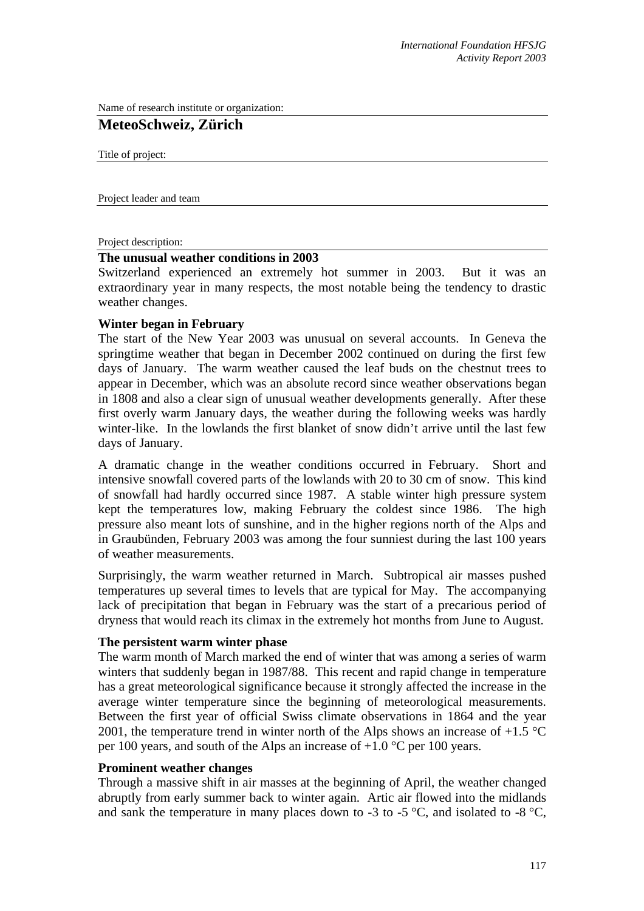Name of research institute or organization:

## MeteoSchweiz, Zürich

Title of project:

Project leader and team

Project description:

### The unusual weather conditions in 2003

Switzerland experienced an extremely hot summer in 2003. But it was an extraordinary year in many respects, the most notable being the tendency to drastic weather changes.

### Winter began in February

The start of the New Year 2003 was unusual on several accounts. In Geneva the springtime weather that began in December 2002 continued on during the first few days of January. The warm weather caused the leaf buds on the chestnut trees to appear in December, which was an absolute record since weather observations began in 1808 and also a clear sign of unusual weather developments generally. After these first overly warm January days, the weather during the following weeks was hardly winter-like. In the lowlands the first blanket of snow didn't arrive until the last few days of January.

A dramatic change in the weather conditions occurred in February. Short and intensive snowfall covered parts of the lowlands with 20 to 30 cm of snow. This kind of snowfall had hardly occurred since 1987. A stable winter high pressure system kept the temperatures low, making February the coldest since 1986. The high pressure also meant lots of sunshine, and in the higher regions north of the Alps and in Graubünden, February 2003 was among the four sunniest during the last 100 years of weather measurements.

Surprisingly, the warm weather returned in March. Subtropical air masses pushed temperatures up several times to levels that are typical for May. The accompanying lack of precipitation that began in February was the start of a precarious period of dryness that would reach its climax in the extremely hot months from June to August.

### The persistent warm winter phase

The warm month of March marked the end of winter that was among a series of warm winters that suddenly began in 1987/88. This recent and rapid change in temperature has a great meteorological significance because it strongly affected the increase in the average winter temperature since the beginning of meteorological measurements. Between the first year of official Swiss climate observations in 1864 and the year 2001, the temperature trend in winter north of the Alps shows an increase of +1.5 °C per 100 years, and south of the Alps an increase of +1.0 °C per 100 years.

### Prominent weather changes

Through a massive shift in air masses at the beginning of April, the weather changed abruptly from early summer back to winter again. Artic air flowed into the midlands and sank the temperature in many places down to -3 to -5 °C, and isolated to -8 °C,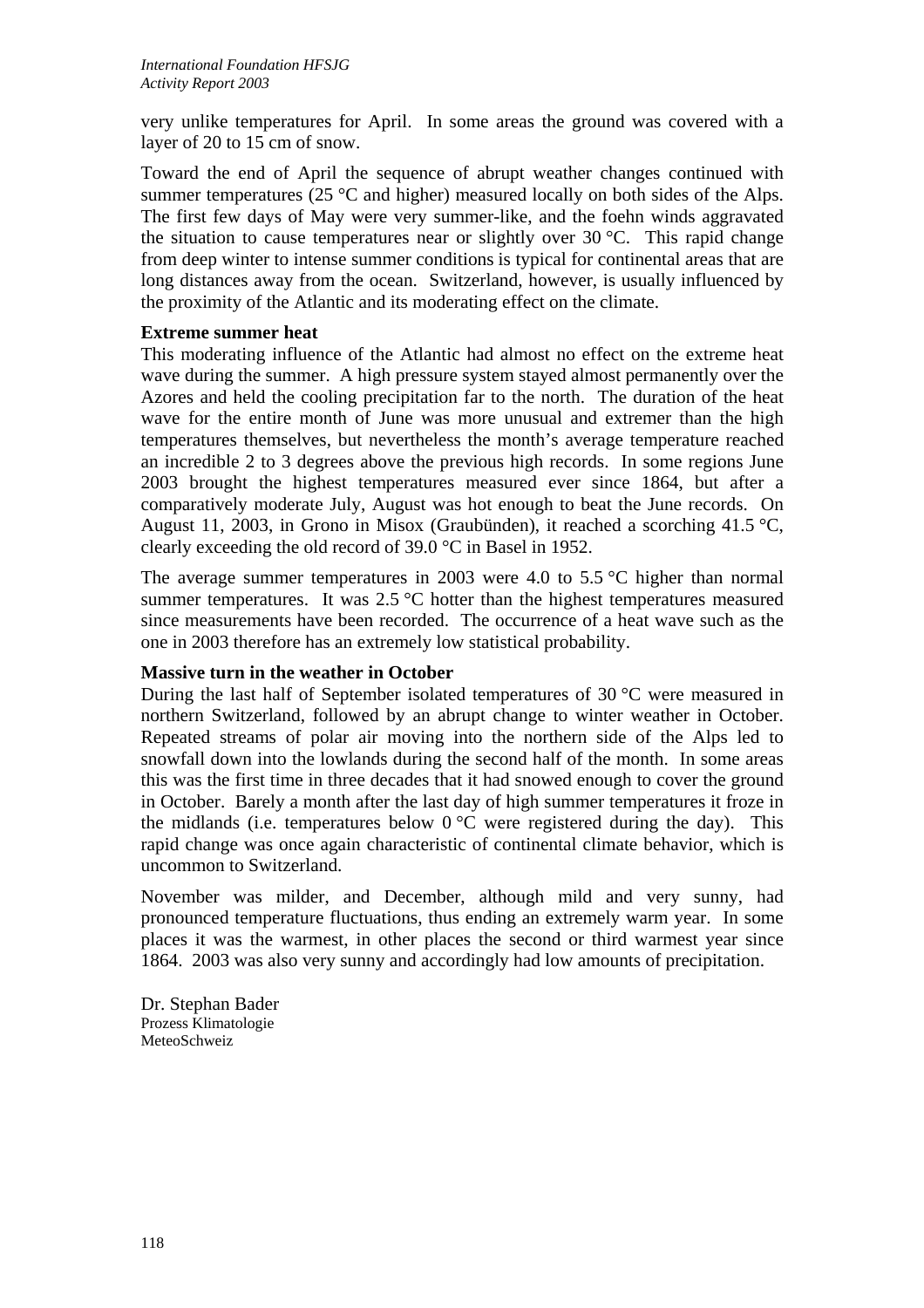very unlike temperatures for April. In some areas the ground was covered with a layer of 20 to 15 cm of snow.

Toward the end of April the sequence of abrupt weather changes continued with summer temperatures (25 °C and higher) measured locally on both sides of the Alps. The first few days of May were very summer-like, and the foehn winds aggravated the situation to cause temperatures near or slightly over 30 °C. This rapid change from deep winter to intense summer conditions is typical for continental areas that are long distances away from the ocean. Switzerland, however, is usually influenced by the proximity of the Atlantic and its moderating effect on the climate.

**Extreme summer heat**

This moderating influence of the Atlantic had almost no effect on the extreme heat wave during the summer. A high pressure system stayed almost permanently over the Azores and held the cooling precipitation far to the north. The duration of the heat wave for the entire month of June was more unusual and extremer than the high temperatures themselves, but nevertheless the month's average temperature reached an incredible 2 to 3 degrees above the previous high records. In some regions June 2003 brought the highest temperatures measured ever since 1864, but after a comparatively moderate July, August was hot enough to beat the June records. On August 11, 2003, in Grono in Misox (Graubünden), it reached a scorching 41.5 °C, clearly exceeding the old record of 39.0 °C in Basel in 1952.

The average summer temperatures in 2003 were 4.0 to 5.5 °C higher than normal summer temperatures. It was 2.5 °C hotter than the highest temperatures measured since measurements have been recorded. The occurrence of a heat wave such as the one in 2003 therefore has an extremely low statistical probability.

**Massive turn in the weather in October**

During the last half of September isolated temperatures of 30 °C were measured in northern Switzerland, followed by an abrupt change to winter weather in October. Repeated streams of polar air moving into the northern side of the Alps led to snowfall down into the lowlands during the second half of the month. In some areas this was the first time in three decades that it had snowed enough to cover the ground in October. Barely a month after the last day of high summer temperatures it froze in the midlands (i.e. temperatures below 0 °C were registered during the day). This rapid change was once again characteristic of continental climate behavior, which is uncommon to Switzerland.

November was milder, and December, although mild and very sunny, had pronounced temperature fluctuations, thus ending an extremely warm year. In some places it was the warmest, in other places the second or third warmest year since 1864. 2003 was also very sunny and accordingly had low amounts of precipitation.

Dr. Stephan Bader
Prozess Klimatologie
MeteoSchweiz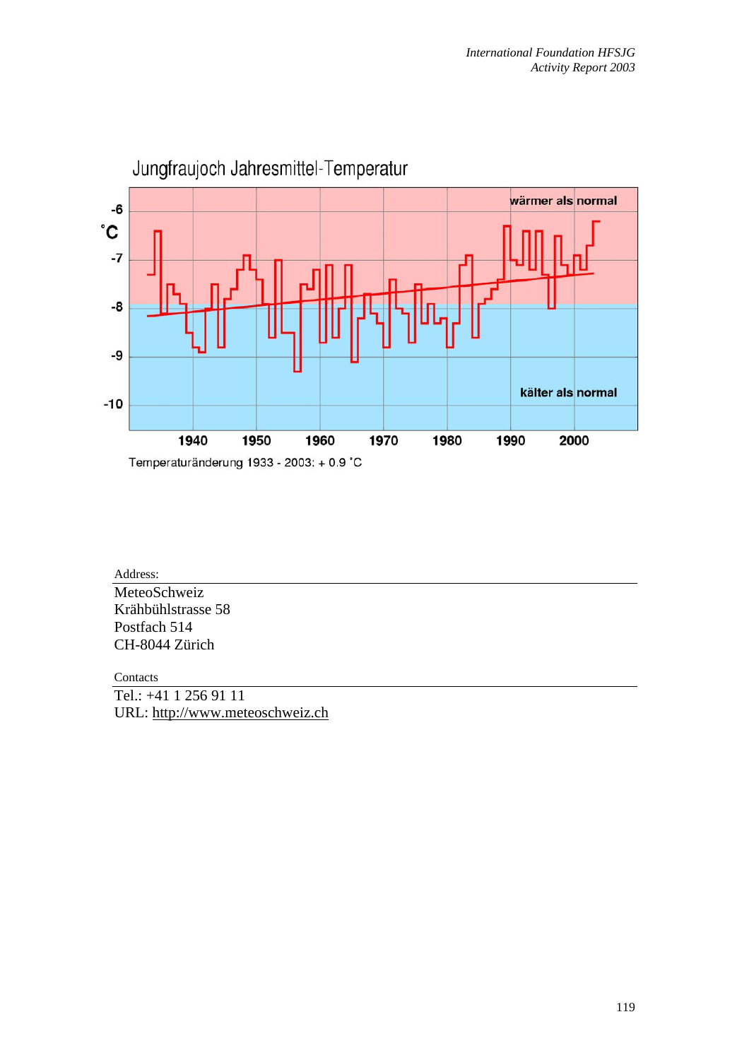Jungfraujoch Jahresmittel-Temperatur

Temperaturänderung 1933 - 2003: + 0.9 ˚C

Address:

MeteoSchweiz
Krähbühlstrasse 58
Postfach 514
CH-8044 Zürich

Contacts

Tel.: +41 1 256 91 11
URL: http://www.meteoschweiz.ch